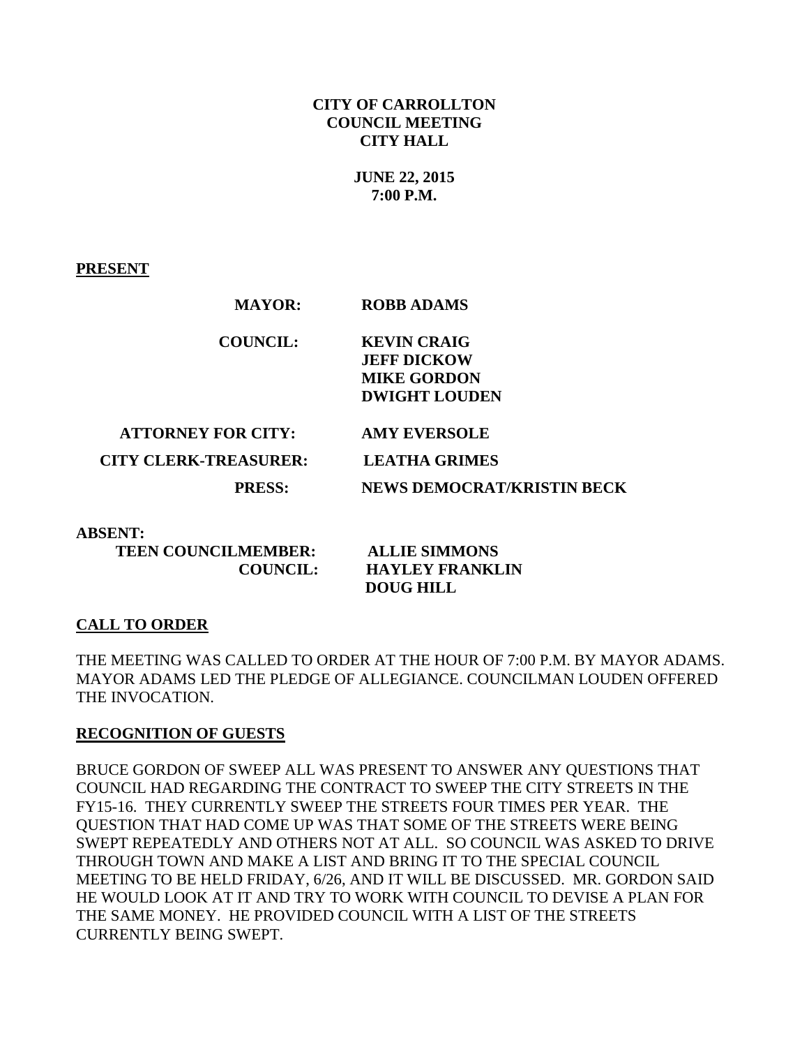**CITY OF CARROLLTON**
**COUNCIL MEETING**
**CITY HALL**

**JUNE 22, 2015**
**7:00 P.M.**

**PRESENT**

| | |
|---|---|
| **MAYOR:** | **ROBB ADAMS** |
| **COUNCIL:** | **KEVIN CRAIG** |
| | **JEFF DICKOW** |
| | **MIKE GORDON** |
| | **DWIGHT LOUDEN** |
| **ATTORNEY FOR CITY:** | **AMY EVERSOLE** |
| **CITY CLERK-TREASURER:** | **LEATHA GRIMES** |
| **PRESS:** | **NEWS DEMOCRAT/KRISTIN BECK** |

**ABSENT:**

| | |
|---|---|
| **TEEN COUNCILMEMBER:** | **ALLIE SIMMONS** |
| **COUNCIL:** | **HAYLEY FRANKLIN** |
| | **DOUG HILL** |

**CALL TO ORDER**

THE MEETING WAS CALLED TO ORDER AT THE HOUR OF 7:00 P.M. BY MAYOR ADAMS. MAYOR ADAMS LED THE PLEDGE OF ALLEGIANCE. COUNCILMAN LOUDEN OFFERED THE INVOCATION.

**RECOGNITION OF GUESTS**

BRUCE GORDON OF SWEEP ALL WAS PRESENT TO ANSWER ANY QUESTIONS THAT COUNCIL HAD REGARDING THE CONTRACT TO SWEEP THE CITY STREETS IN THE FY15-16. THEY CURRENTLY SWEEP THE STREETS FOUR TIMES PER YEAR. THE QUESTION THAT HAD COME UP WAS THAT SOME OF THE STREETS WERE BEING SWEPT REPEATEDLY AND OTHERS NOT AT ALL. SO COUNCIL WAS ASKED TO DRIVE THROUGH TOWN AND MAKE A LIST AND BRING IT TO THE SPECIAL COUNCIL MEETING TO BE HELD FRIDAY, 6/26, AND IT WILL BE DISCUSSED. MR. GORDON SAID HE WOULD LOOK AT IT AND TRY TO WORK WITH COUNCIL TO DEVISE A PLAN FOR THE SAME MONEY. HE PROVIDED COUNCIL WITH A LIST OF THE STREETS CURRENTLY BEING SWEPT.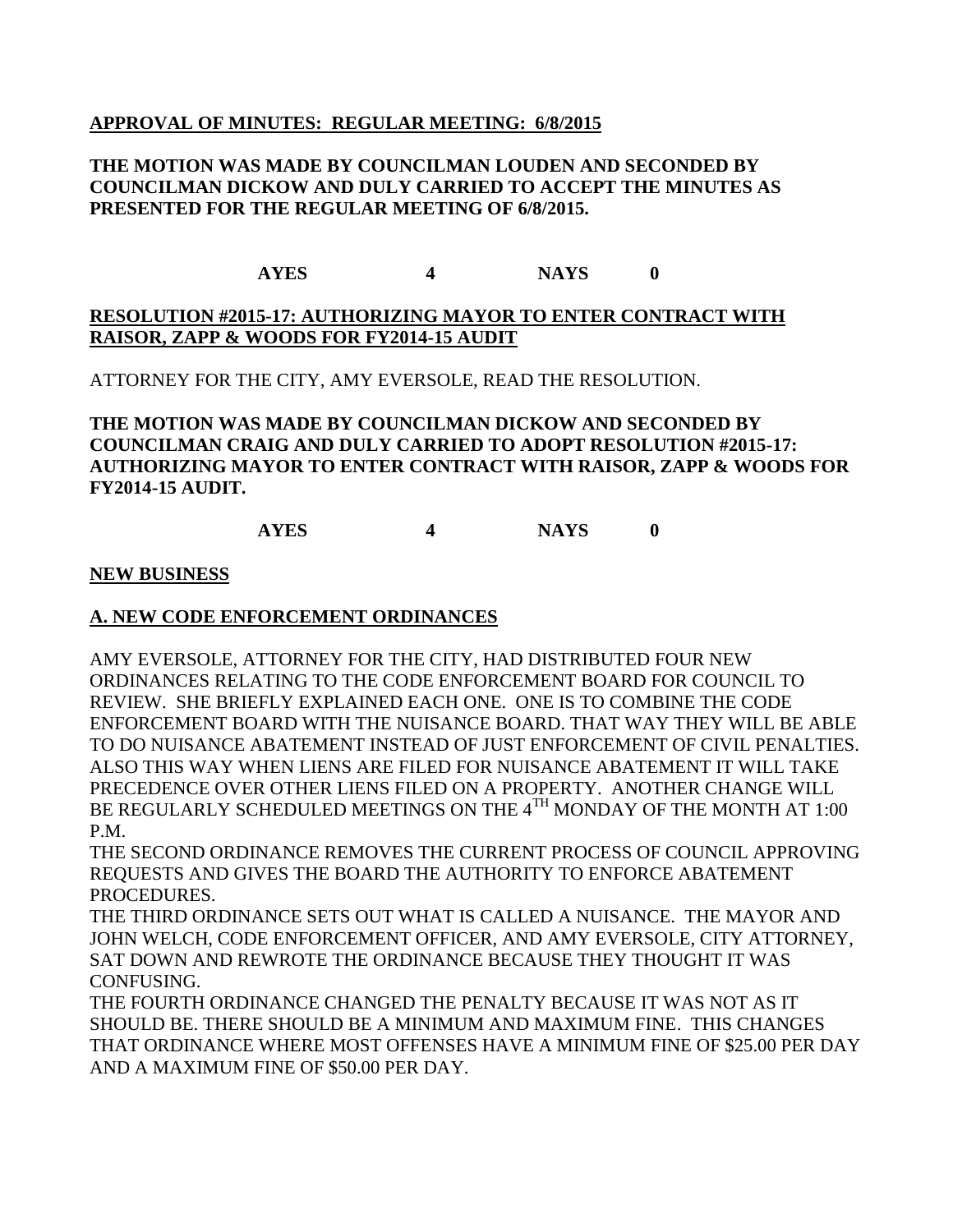**APPROVAL OF MINUTES: REGULAR MEETING: 6/8/2015**

**THE MOTION WAS MADE BY COUNCILMAN LOUDEN AND SECONDED BY COUNCILMAN DICKOW AND DULY CARRIED TO ACCEPT THE MINUTES AS PRESENTED FOR THE REGULAR MEETING OF 6/8/2015.**

**AYES 4 NAYS 0**

**RESOLUTION #2015-17: AUTHORIZING MAYOR TO ENTER CONTRACT WITH RAISOR, ZAPP & WOODS FOR FY2014-15 AUDIT**

ATTORNEY FOR THE CITY, AMY EVERSOLE, READ THE RESOLUTION.

**THE MOTION WAS MADE BY COUNCILMAN DICKOW AND SECONDED BY COUNCILMAN CRAIG AND DULY CARRIED TO ADOPT RESOLUTION #2015-17: AUTHORIZING MAYOR TO ENTER CONTRACT WITH RAISOR, ZAPP & WOODS FOR FY2014-15 AUDIT.**

**AYES 4 NAYS 0**

**NEW BUSINESS**

**A. NEW CODE ENFORCEMENT ORDINANCES**

AMY EVERSOLE, ATTORNEY FOR THE CITY, HAD DISTRIBUTED FOUR NEW ORDINANCES RELATING TO THE CODE ENFORCEMENT BOARD FOR COUNCIL TO REVIEW. SHE BRIEFLY EXPLAINED EACH ONE. ONE IS TO COMBINE THE CODE ENFORCEMENT BOARD WITH THE NUISANCE BOARD. THAT WAY THEY WILL BE ABLE TO DO NUISANCE ABATEMENT INSTEAD OF JUST ENFORCEMENT OF CIVIL PENALTIES. ALSO THIS WAY WHEN LIENS ARE FILED FOR NUISANCE ABATEMENT IT WILL TAKE PRECEDENCE OVER OTHER LIENS FILED ON A PROPERTY. ANOTHER CHANGE WILL BE REGULARLY SCHEDULED MEETINGS ON THE 4TH MONDAY OF THE MONTH AT 1:00 P.M.

THE SECOND ORDINANCE REMOVES THE CURRENT PROCESS OF COUNCIL APPROVING REQUESTS AND GIVES THE BOARD THE AUTHORITY TO ENFORCE ABATEMENT PROCEDURES.

THE THIRD ORDINANCE SETS OUT WHAT IS CALLED A NUISANCE. THE MAYOR AND JOHN WELCH, CODE ENFORCEMENT OFFICER, AND AMY EVERSOLE, CITY ATTORNEY, SAT DOWN AND REWROTE THE ORDINANCE BECAUSE THEY THOUGHT IT WAS CONFUSING.

THE FOURTH ORDINANCE CHANGED THE PENALTY BECAUSE IT WAS NOT AS IT SHOULD BE. THERE SHOULD BE A MINIMUM AND MAXIMUM FINE. THIS CHANGES THAT ORDINANCE WHERE MOST OFFENSES HAVE A MINIMUM FINE OF $25.00 PER DAY AND A MAXIMUM FINE OF $50.00 PER DAY.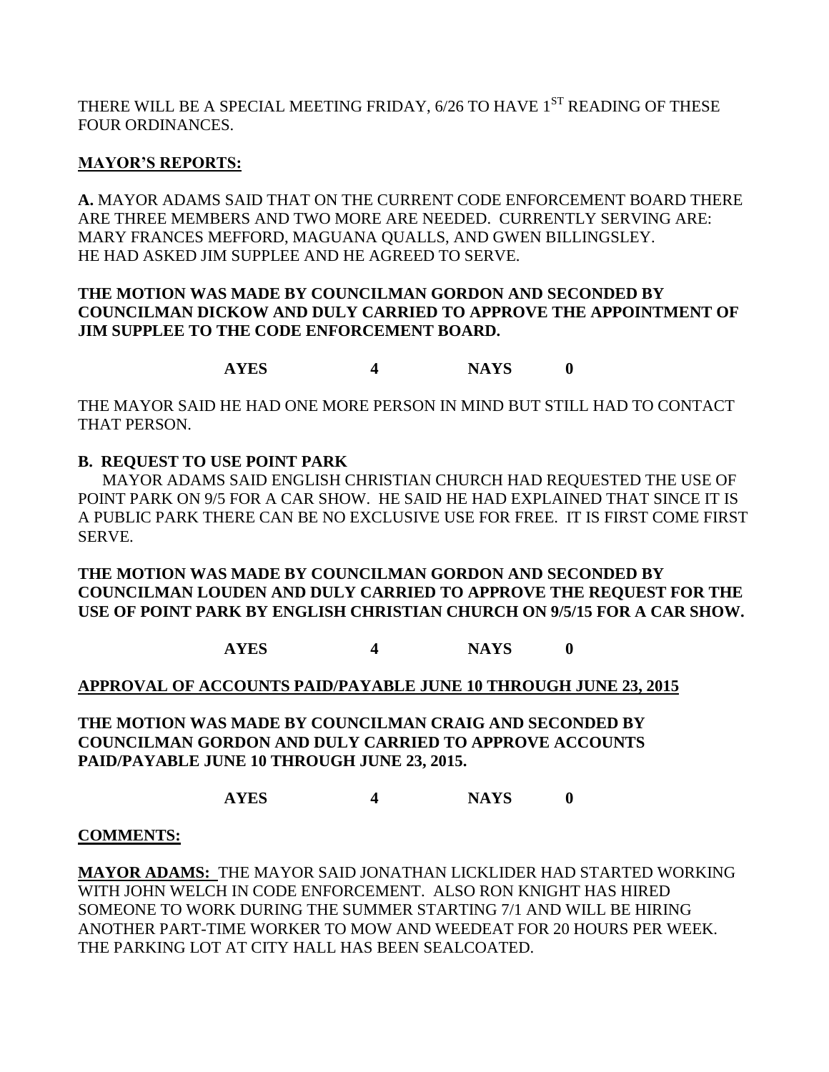THERE WILL BE A SPECIAL MEETING FRIDAY, 6/26 TO HAVE 1ST READING OF THESE FOUR ORDINANCES.

**MAYOR'S REPORTS:**

**A.** MAYOR ADAMS SAID THAT ON THE CURRENT CODE ENFORCEMENT BOARD THERE ARE THREE MEMBERS AND TWO MORE ARE NEEDED. CURRENTLY SERVING ARE: MARY FRANCES MEFFORD, MAGUANA QUALLS, AND GWEN BILLINGSLEY. HE HAD ASKED JIM SUPPLEE AND HE AGREED TO SERVE.

**THE MOTION WAS MADE BY COUNCILMAN GORDON AND SECONDED BY COUNCILMAN DICKOW AND DULY CARRIED TO APPROVE THE APPOINTMENT OF JIM SUPPLEE TO THE CODE ENFORCEMENT BOARD.**

**AYES 4 NAYS 0**

THE MAYOR SAID HE HAD ONE MORE PERSON IN MIND BUT STILL HAD TO CONTACT THAT PERSON.

**B. REQUEST TO USE POINT PARK**

MAYOR ADAMS SAID ENGLISH CHRISTIAN CHURCH HAD REQUESTED THE USE OF POINT PARK ON 9/5 FOR A CAR SHOW. HE SAID HE HAD EXPLAINED THAT SINCE IT IS A PUBLIC PARK THERE CAN BE NO EXCLUSIVE USE FOR FREE. IT IS FIRST COME FIRST SERVE.

**THE MOTION WAS MADE BY COUNCILMAN GORDON AND SECONDED BY COUNCILMAN LOUDEN AND DULY CARRIED TO APPROVE THE REQUEST FOR THE USE OF POINT PARK BY ENGLISH CHRISTIAN CHURCH ON 9/5/15 FOR A CAR SHOW.**

**AYES 4 NAYS 0**

**APPROVAL OF ACCOUNTS PAID/PAYABLE JUNE 10 THROUGH JUNE 23, 2015**

**THE MOTION WAS MADE BY COUNCILMAN CRAIG AND SECONDED BY COUNCILMAN GORDON AND DULY CARRIED TO APPROVE ACCOUNTS PAID/PAYABLE JUNE 10 THROUGH JUNE 23, 2015.**

**AYES 4 NAYS 0**

**COMMENTS:**

**MAYOR ADAMS:** THE MAYOR SAID JONATHAN LICKLIDER HAD STARTED WORKING WITH JOHN WELCH IN CODE ENFORCEMENT. ALSO RON KNIGHT HAS HIRED SOMEONE TO WORK DURING THE SUMMER STARTING 7/1 AND WILL BE HIRING ANOTHER PART-TIME WORKER TO MOW AND WEEDEAT FOR 20 HOURS PER WEEK. THE PARKING LOT AT CITY HALL HAS BEEN SEALCOATED.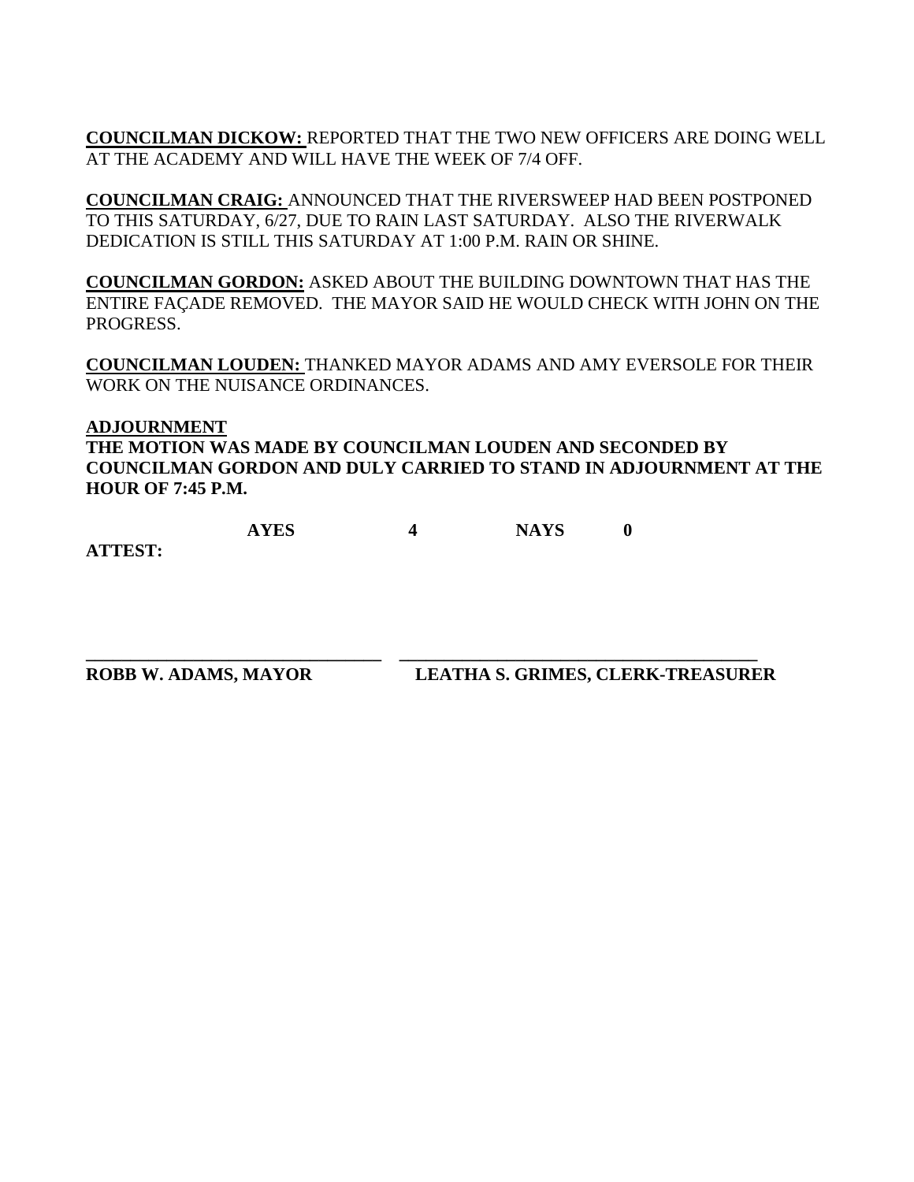**COUNCILMAN DICKOW:** REPORTED THAT THE TWO NEW OFFICERS ARE DOING WELL AT THE ACADEMY AND WILL HAVE THE WEEK OF 7/4 OFF.

**COUNCILMAN CRAIG:** ANNOUNCED THAT THE RIVERSWEEP HAD BEEN POSTPONED TO THIS SATURDAY, 6/27, DUE TO RAIN LAST SATURDAY. ALSO THE RIVERWALK DEDICATION IS STILL THIS SATURDAY AT 1:00 P.M. RAIN OR SHINE.

**COUNCILMAN GORDON:** ASKED ABOUT THE BUILDING DOWNTOWN THAT HAS THE ENTIRE FAÇADE REMOVED. THE MAYOR SAID HE WOULD CHECK WITH JOHN ON THE PROGRESS.

**COUNCILMAN LOUDEN:** THANKED MAYOR ADAMS AND AMY EVERSOLE FOR THEIR WORK ON THE NUISANCE ORDINANCES.

**ADJOURNMENT**

**THE MOTION WAS MADE BY COUNCILMAN LOUDEN AND SECONDED BY COUNCILMAN GORDON AND DULY CARRIED TO STAND IN ADJOURNMENT AT THE HOUR OF 7:45 P.M.**

**AYES 4 NAYS 0**

**ATTEST:**

______________________________ ______________________________

**ROBB W. ADAMS, MAYOR LEATHA S. GRIMES, CLERK-TREASURER**